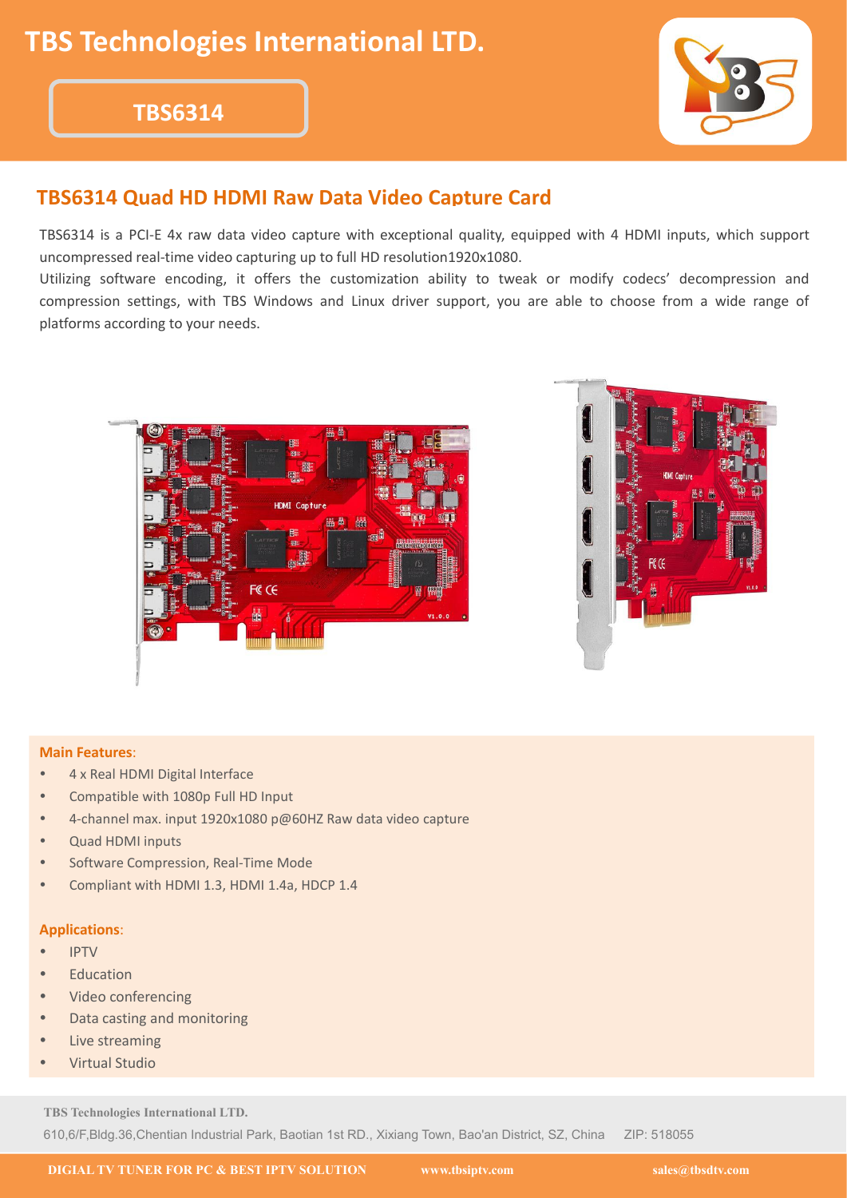# TBS Technologies International LTD.

## TBS6314

## TBS6314 Quad HD HDMI Raw Data Video Capture Card

TBS6314 is a PCI-E 4x raw data video capture with exceptional quality, equipped with 4 HDMI inputs, which support uncompressed real-time video capturing up to full HD resolution1920x1080.

Utilizing software encoding, it offers the customization ability to tweak or modify codecs' decompression and compression settings, with TBS Windows and Linux driver support, you are able to choose from a wide range of platforms according to your needs.

**Main Features**:

- 4 x Real HDMI Digital Interface
- Compatible with 1080p Full HD Input
- 4-channel max. input 1920x1080 p@60HZ Raw data video capture
- Quad HDMI inputs
- Software Compression, Real-Time Mode
- Compliant with HDMI 1.3, HDMI 1.4a, HDCP 1.4

**Applications**:

- IPTV
- Education
- Video conferencing
- Data casting and monitoring
- Live streaming
- Virtual Studio

**TBS Technologies International LTD.**

610,6/F,Bldg.36,Chentian Industrial Park, Baotian 1st RD., Xixiang Town, Bao'an District, SZ, China ZIP: 518055

DIGIAL TV TUNER FOR PC & BEST IPTV SOLUTION www.tbsiptv.com sales@tbsdtv.com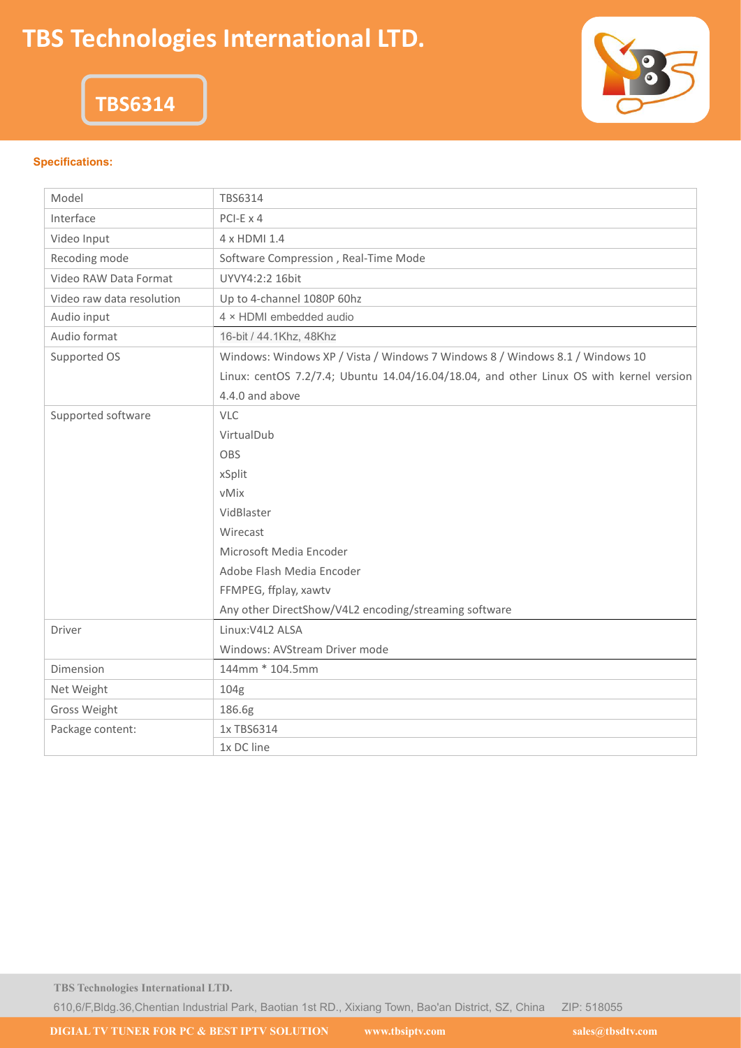# TBS Technologies International LTD.

## TBS6314

**Specifications:**

| | |
|---|---|
| Model | TBS6314 |
| Interface | PCI-E x 4 |
| Video Input | 4 x HDMI 1.4 |
| Recoding mode | Software Compression , Real-Time Mode |
| Video RAW Data Format | UYVY4:2:2 16bit |
| Video raw data resolution | Up to 4-channel 1080P 60hz |
| Audio input | 4 × HDMI embedded audio |
| Audio format | 16-bit / 44.1Khz, 48Khz |
| Supported OS | Windows: Windows XP / Vista / Windows 7 Windows 8 / Windows 8.1 / Windows 10<br>Linux: centOS 7.2/7.4; Ubuntu 14.04/16.04/18.04, and other Linux OS with kernel version 4.4.0 and above |
| Supported software | VLC<br>VirtualDub<br>OBS<br>xSplit<br>vMix<br>VidBlaster<br>Wirecast<br>Microsoft Media Encoder<br>Adobe Flash Media Encoder<br>FFMPEG, ffplay, xawtv<br>Any other DirectShow/V4L2 encoding/streaming software |
| Driver | Linux:V4L2 ALSA<br>Windows: AVStream Driver mode |
| Dimension | 144mm * 104.5mm |
| Net Weight | 104g |
| Gross Weight | 186.6g |
| Package content: | 1x TBS6314<br>1x DC line |